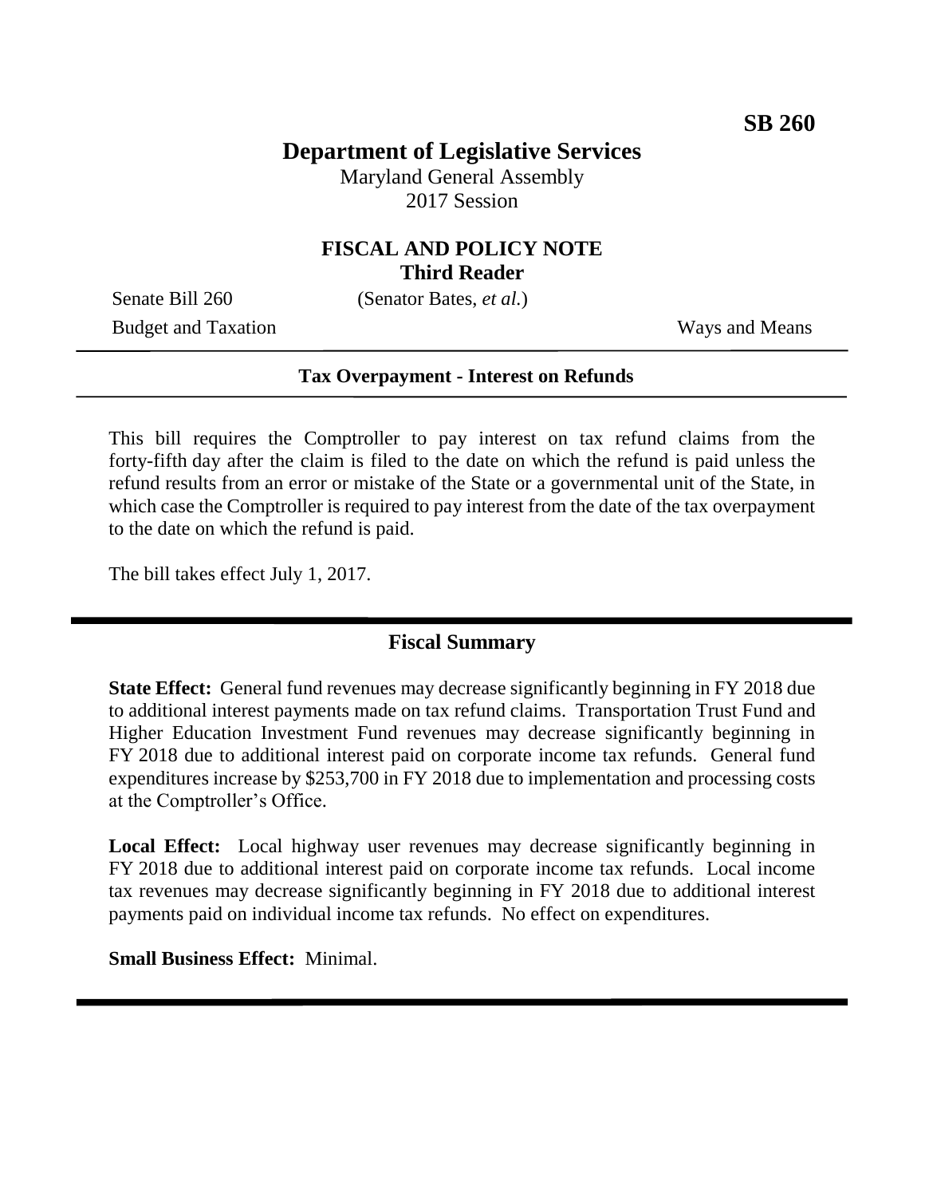**SB 260**

# Department of Legislative Services

Maryland General Assembly
2017 Session

## FISCAL AND POLICY NOTE
**Third Reader**

Senate Bill 260 (Senator Bates, *et al.*)

Budget and Taxation Ways and Means

**Tax Overpayment - Interest on Refunds**

This bill requires the Comptroller to pay interest on tax refund claims from the forty-fifth day after the claim is filed to the date on which the refund is paid unless the refund results from an error or mistake of the State or a governmental unit of the State, in which case the Comptroller is required to pay interest from the date of the tax overpayment to the date on which the refund is paid.

The bill takes effect July 1, 2017.

## Fiscal Summary

**State Effect:** General fund revenues may decrease significantly beginning in FY 2018 due to additional interest payments made on tax refund claims. Transportation Trust Fund and Higher Education Investment Fund revenues may decrease significantly beginning in FY 2018 due to additional interest paid on corporate income tax refunds. General fund expenditures increase by $253,700 in FY 2018 due to implementation and processing costs at the Comptroller's Office.

**Local Effect:** Local highway user revenues may decrease significantly beginning in FY 2018 due to additional interest paid on corporate income tax refunds. Local income tax revenues may decrease significantly beginning in FY 2018 due to additional interest payments paid on individual income tax refunds. No effect on expenditures.

**Small Business Effect:** Minimal.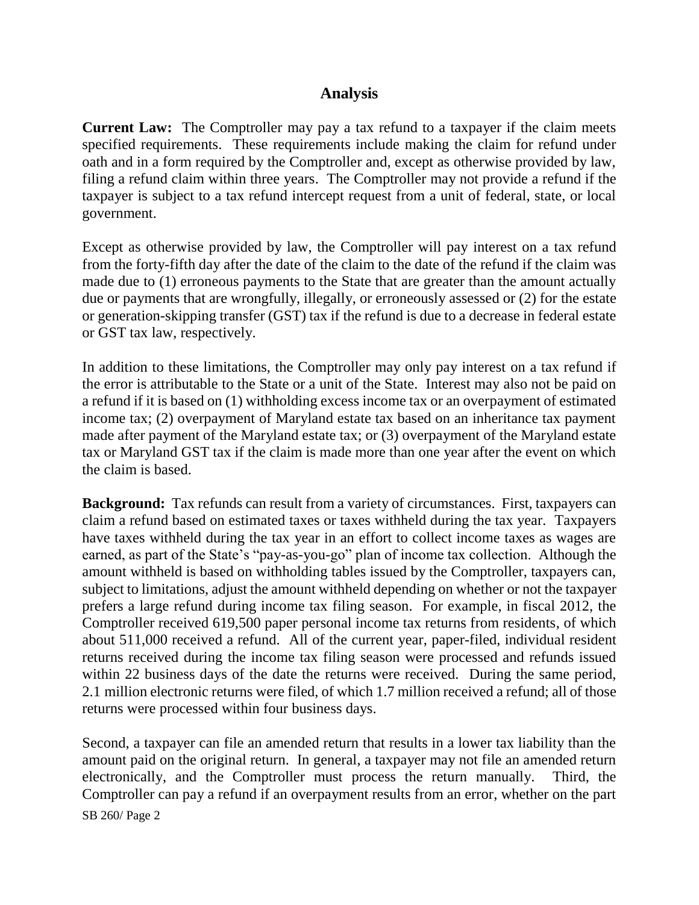## Analysis

**Current Law:** The Comptroller may pay a tax refund to a taxpayer if the claim meets specified requirements. These requirements include making the claim for refund under oath and in a form required by the Comptroller and, except as otherwise provided by law, filing a refund claim within three years. The Comptroller may not provide a refund if the taxpayer is subject to a tax refund intercept request from a unit of federal, state, or local government.

Except as otherwise provided by law, the Comptroller will pay interest on a tax refund from the forty-fifth day after the date of the claim to the date of the refund if the claim was made due to (1) erroneous payments to the State that are greater than the amount actually due or payments that are wrongfully, illegally, or erroneously assessed or (2) for the estate or generation-skipping transfer (GST) tax if the refund is due to a decrease in federal estate or GST tax law, respectively.

In addition to these limitations, the Comptroller may only pay interest on a tax refund if the error is attributable to the State or a unit of the State. Interest may also not be paid on a refund if it is based on (1) withholding excess income tax or an overpayment of estimated income tax; (2) overpayment of Maryland estate tax based on an inheritance tax payment made after payment of the Maryland estate tax; or (3) overpayment of the Maryland estate tax or Maryland GST tax if the claim is made more than one year after the event on which the claim is based.

**Background:** Tax refunds can result from a variety of circumstances. First, taxpayers can claim a refund based on estimated taxes or taxes withheld during the tax year. Taxpayers have taxes withheld during the tax year in an effort to collect income taxes as wages are earned, as part of the State's "pay-as-you-go" plan of income tax collection. Although the amount withheld is based on withholding tables issued by the Comptroller, taxpayers can, subject to limitations, adjust the amount withheld depending on whether or not the taxpayer prefers a large refund during income tax filing season. For example, in fiscal 2012, the Comptroller received 619,500 paper personal income tax returns from residents, of which about 511,000 received a refund. All of the current year, paper-filed, individual resident returns received during the income tax filing season were processed and refunds issued within 22 business days of the date the returns were received. During the same period, 2.1 million electronic returns were filed, of which 1.7 million received a refund; all of those returns were processed within four business days.

Second, a taxpayer can file an amended return that results in a lower tax liability than the amount paid on the original return. In general, a taxpayer may not file an amended return electronically, and the Comptroller must process the return manually. Third, the Comptroller can pay a refund if an overpayment results from an error, whether on the part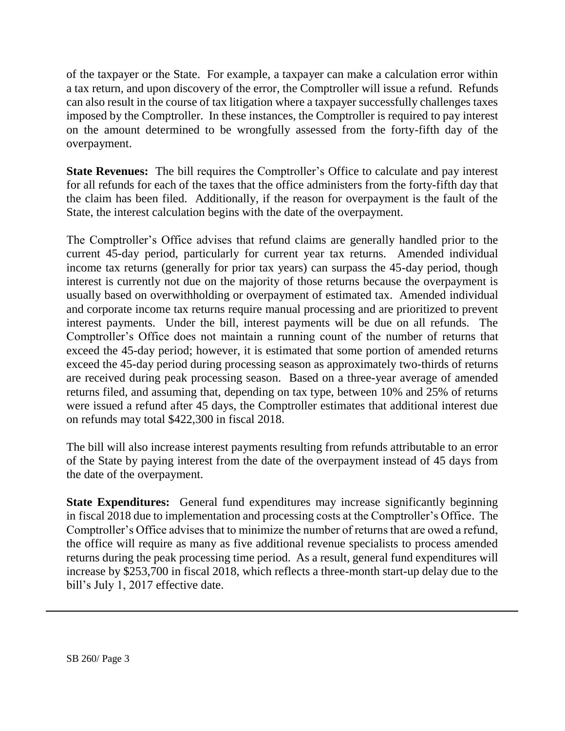of the taxpayer or the State. For example, a taxpayer can make a calculation error within a tax return, and upon discovery of the error, the Comptroller will issue a refund. Refunds can also result in the course of tax litigation where a taxpayer successfully challenges taxes imposed by the Comptroller. In these instances, the Comptroller is required to pay interest on the amount determined to be wrongfully assessed from the forty-fifth day of the overpayment.

**State Revenues:** The bill requires the Comptroller's Office to calculate and pay interest for all refunds for each of the taxes that the office administers from the forty-fifth day that the claim has been filed. Additionally, if the reason for overpayment is the fault of the State, the interest calculation begins with the date of the overpayment.

The Comptroller's Office advises that refund claims are generally handled prior to the current 45-day period, particularly for current year tax returns. Amended individual income tax returns (generally for prior tax years) can surpass the 45-day period, though interest is currently not due on the majority of those returns because the overpayment is usually based on overwithholding or overpayment of estimated tax. Amended individual and corporate income tax returns require manual processing and are prioritized to prevent interest payments. Under the bill, interest payments will be due on all refunds. The Comptroller's Office does not maintain a running count of the number of returns that exceed the 45-day period; however, it is estimated that some portion of amended returns exceed the 45-day period during processing season as approximately two-thirds of returns are received during peak processing season. Based on a three-year average of amended returns filed, and assuming that, depending on tax type, between 10% and 25% of returns were issued a refund after 45 days, the Comptroller estimates that additional interest due on refunds may total $422,300 in fiscal 2018.

The bill will also increase interest payments resulting from refunds attributable to an error of the State by paying interest from the date of the overpayment instead of 45 days from the date of the overpayment.

**State Expenditures:** General fund expenditures may increase significantly beginning in fiscal 2018 due to implementation and processing costs at the Comptroller's Office. The Comptroller's Office advises that to minimize the number of returns that are owed a refund, the office will require as many as five additional revenue specialists to process amended returns during the peak processing time period. As a result, general fund expenditures will increase by $253,700 in fiscal 2018, which reflects a three-month start-up delay due to the bill's July 1, 2017 effective date.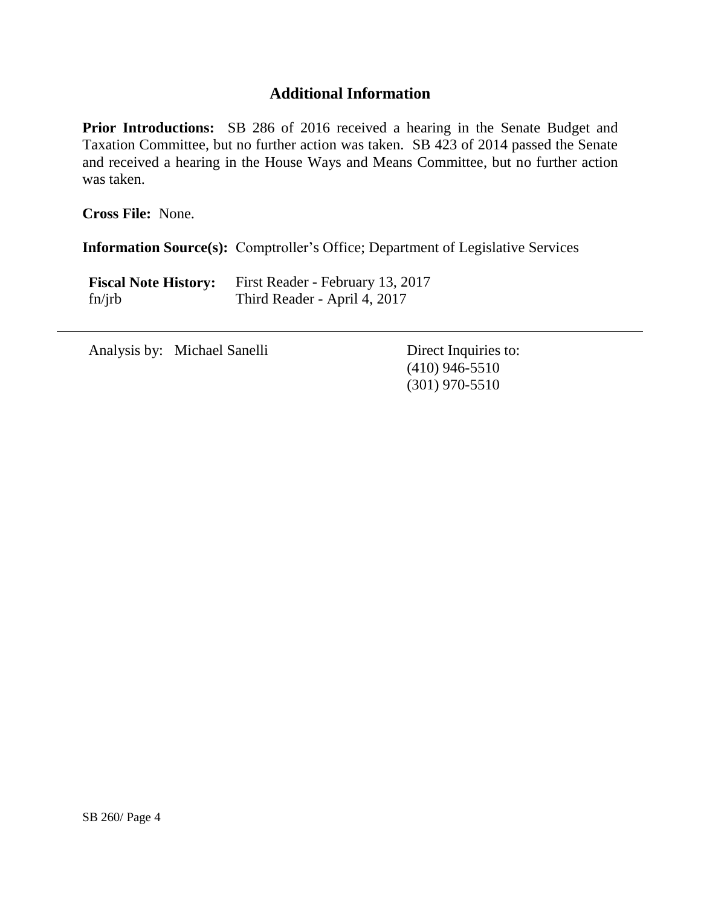## Additional Information

**Prior Introductions:** SB 286 of 2016 received a hearing in the Senate Budget and Taxation Committee, but no further action was taken. SB 423 of 2014 passed the Senate and received a hearing in the House Ways and Means Committee, but no further action was taken.

**Cross File:** None.

**Information Source(s):** Comptroller's Office; Department of Legislative Services

| | |
|---|---|
| **Fiscal Note History:** | First Reader - February 13, 2017 |
| fn/jrb | Third Reader - April 4, 2017 |

---

Analysis by: Michael Sanelli

Direct Inquiries to:
(410) 946-5510
(301) 970-5510